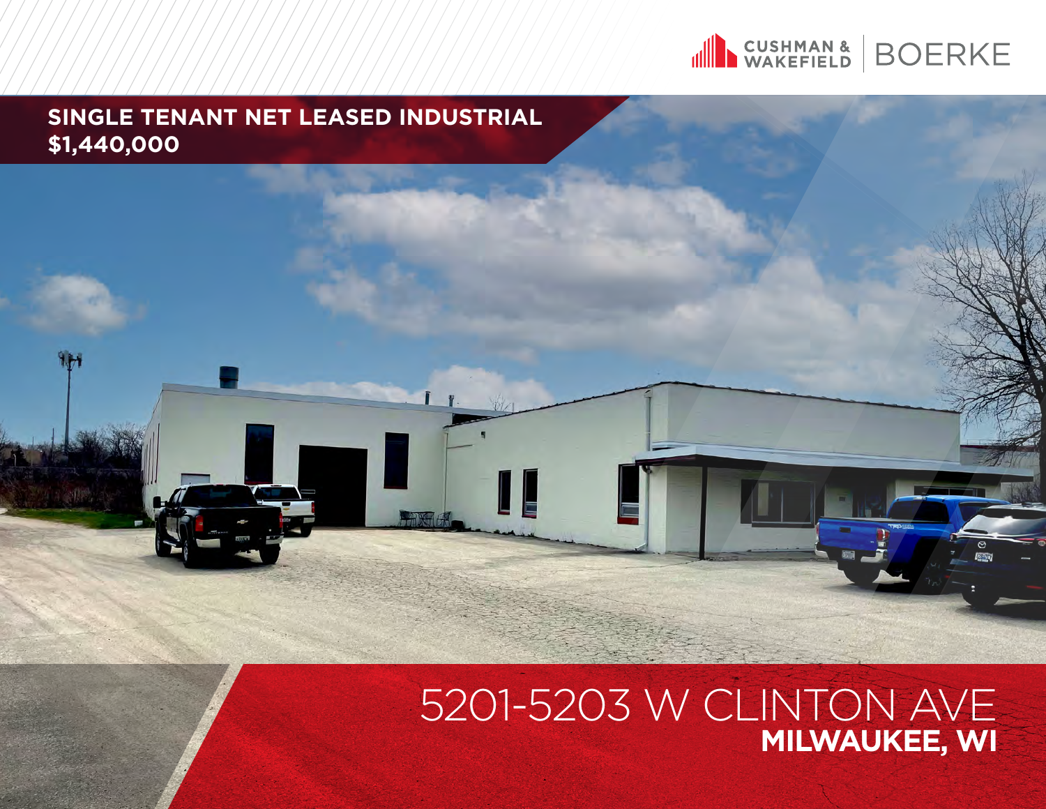CUSHMAN & WAKEFIELD | BOERKE

**SINGLE TENANT NET LEASED INDUSTRIAL**
**$1,440,000**

# 5201-5203 W CLINTON AVE
## MILWAUKEE, WI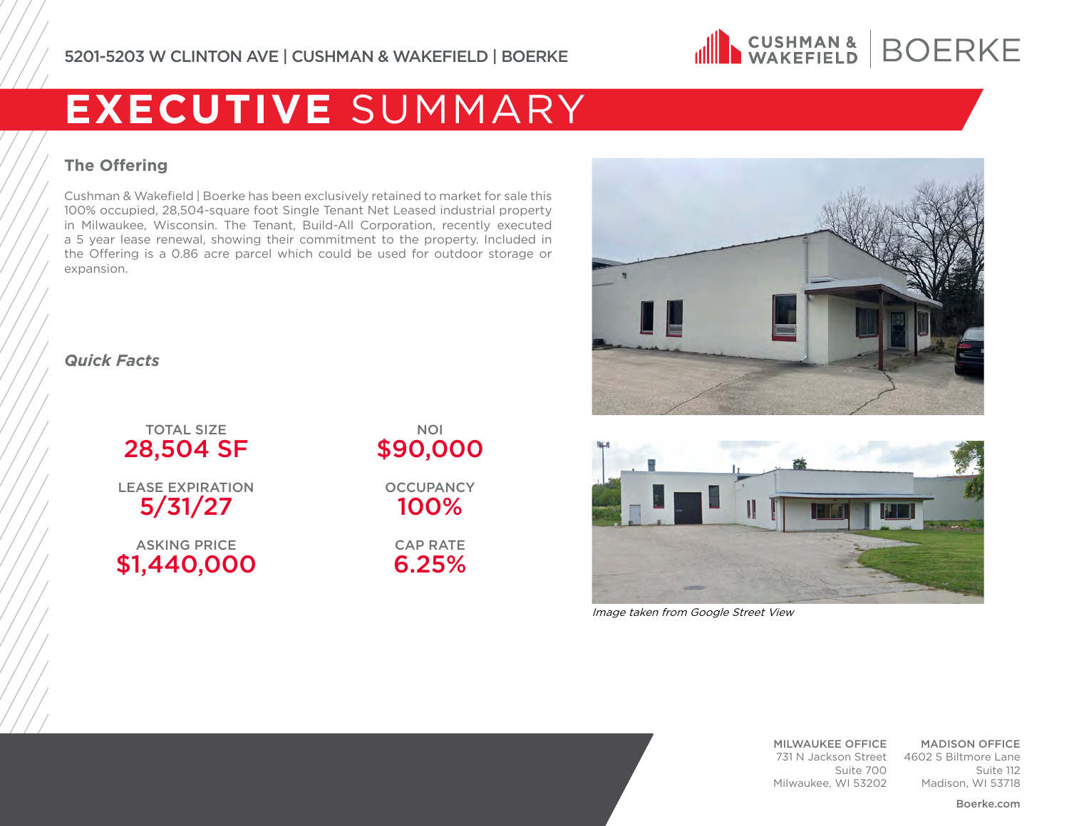# EXECUTIVE SUMMARY

## The Offering

Cushman & Wakefield | Boerke has been exclusively retained to market for sale this 100% occupied, 28,504-square foot Single Tenant Net Leased industrial property in Milwaukee, Wisconsin. The Tenant, Build-All Corporation, recently executed a 5 year lease renewal, showing their commitment to the property. Included in the Offering is a 0.86 acre parcel which could be used for outdoor storage or expansion.

### *Quick Facts*

| | |
|---|---|
| TOTAL SIZE<br>**28,504 SF** | NOI<br>**$90,000** |
| LEASE EXPIRATION<br>**5/31/27** | OCCUPANCY<br>**100%** |
| ASKING PRICE<br>**$1,440,000** | CAP RATE<br>**6.25%** |

*Image taken from Google Street View*

**MILWAUKEE OFFICE**
731 N Jackson Street
Suite 700
Milwaukee, WI 53202

**MADISON OFFICE**
4602 S Biltmore Lane
Suite 112
Madison, WI 53718

**Boerke.com**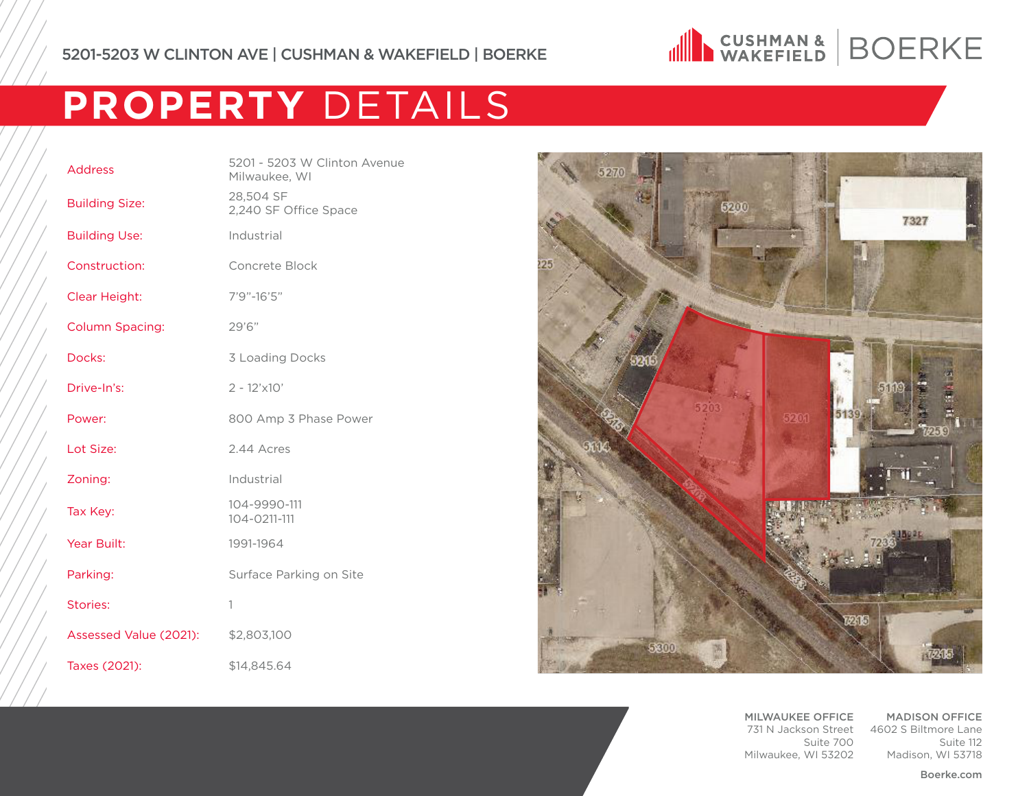# PROPERTY DETAILS

| | |
|---|---|
| Address | 5201 - 5203 W Clinton Avenue<br>Milwaukee, WI |
| Building Size: | 28,504 SF<br>2,240 SF Office Space |
| Building Use: | Industrial |
| Construction: | Concrete Block |
| Clear Height: | 7'9"-16'5" |
| Column Spacing: | 29'6" |
| Docks: | 3 Loading Docks |
| Drive-In's: | 2 - 12'x10' |
| Power: | 800 Amp 3 Phase Power |
| Lot Size: | 2.44 Acres |
| Zoning: | Industrial |
| Tax Key: | 104-9990-111<br>104-0211-111 |
| Year Built: | 1991-1964 |
| Parking: | Surface Parking on Site |
| Stories: | 1 |
| Assessed Value (2021): | $2,803,100 |
| Taxes (2021): | $14,845.64 |

**MILWAUKEE OFFICE**
731 N Jackson Street
Suite 700
Milwaukee, WI 53202

**MADISON OFFICE**
4602 S Biltmore Lane
Suite 112
Madison, WI 53718

Boerke.com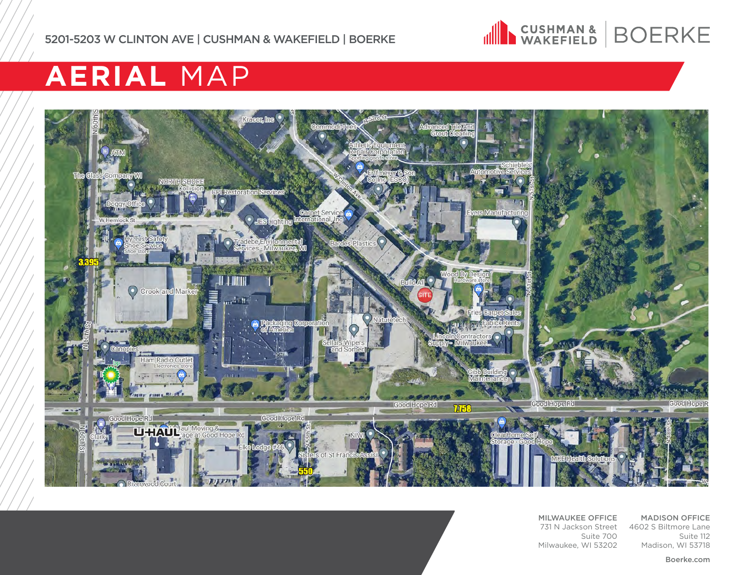# AERIAL MAP

N 60th St
ATM
The Glass Company WI
NORTH SHORE Collision
CPI Restoration Services
Doggy Office
W Hemlock St
JES Lighting
Hy-Test Safety Shoe Service
Shoe store
Tradebe Environmental Services - Milwaukee, WI
3,395
Crook and Marker
Packaging Corporation of America
Canopies
Ham Radio Outlet
Electronics store
Kracor, Inc
Commodi-Tees
N 53rd St
Advanced Tile And Grout Cleaning
Athletic Equipment Repair Corporation
Sporting goods store
Schieble's Automotive Services
Erffmeyer & Son Co Inc (ESCO)
W Clinton Ave
Carpet Service International, Inc
Evers Manufacturing
Bardes Plastics
N 51st St
Wood By Design
Hardware store
Build All
SITE
Fries Carpet Sales
Fabick Rents
Naturetech
Sellars Wipers and Sorben
Lincoln Contractors Supply - Milwaukee
Gibb Building Maintenance
Good Hope Rd
7,758
Good Hope Rd
U-Haul Moving & Storage at Good Hope Rd
Clark
Elks Lodge #46
N 55th St
NIWI
Sisters of St Francis Assisi
550
ClearHome Self Storage - Good Hope
MKE Health Solutions
N 48th St
Riverwood Court

**MILWAUKEE OFFICE**
731 N Jackson Street
Suite 700
Milwaukee, WI 53202

**MADISON OFFICE**
4602 S Biltmore Lane
Suite 112
Madison, WI 53718

Boerke.com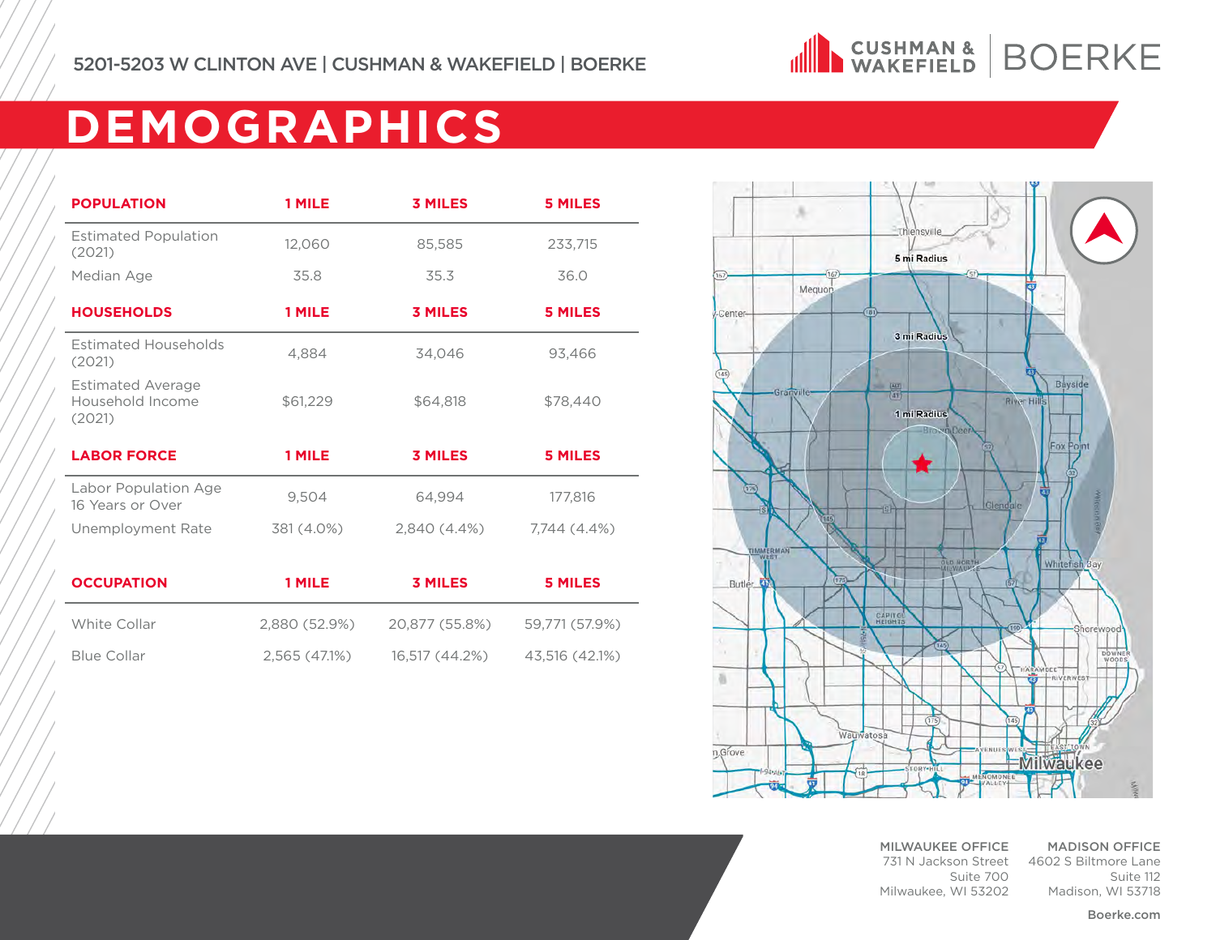# DEMOGRAPHICS

| POPULATION | 1 MILE | 3 MILES | 5 MILES |
|---|---|---|---|
| Estimated Population (2021) | 12,060 | 85,585 | 233,715 |
| Median Age | 35.8 | 35.3 | 36.0 |

| HOUSEHOLDS | 1 MILE | 3 MILES | 5 MILES |
|---|---|---|---|
| Estimated Households (2021) | 4,884 | 34,046 | 93,466 |
| Estimated Average Household Income (2021) | $61,229 | $64,818 | $78,440 |

| LABOR FORCE | 1 MILE | 3 MILES | 5 MILES |
|---|---|---|---|
| Labor Population Age 16 Years or Over | 9,504 | 64,994 | 177,816 |
| Unemployment Rate | 381 (4.0%) | 2,840 (4.4%) | 7,744 (4.4%) |

| OCCUPATION | 1 MILE | 3 MILES | 5 MILES |
|---|---|---|---|
| White Collar | 2,880 (52.9%) | 20,877 (55.8%) | 59,771 (57.9%) |
| Blue Collar | 2,565 (47.1%) | 16,517 (44.2%) | 43,516 (42.1%) |

**MILWAUKEE OFFICE**
731 N Jackson Street
Suite 700
Milwaukee, WI 53202

**MADISON OFFICE**
4602 S Biltmore Lane
Suite 112
Madison, WI 53718

Boerke.com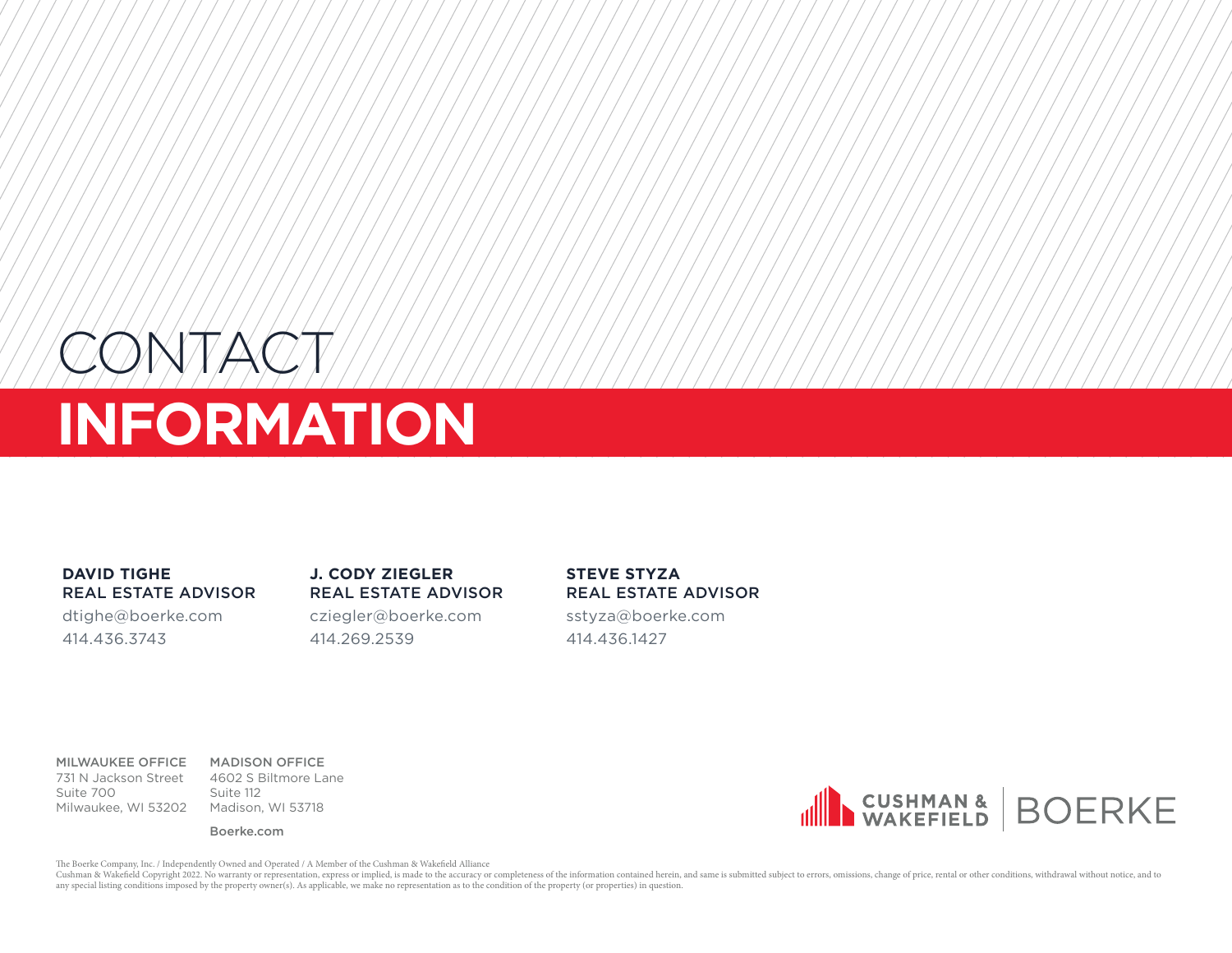# CONTACT INFORMATION

**DAVID TIGHE**
**REAL ESTATE ADVISOR**
dtighe@boerke.com
414.436.3743

**J. CODY ZIEGLER**
**REAL ESTATE ADVISOR**
cziegler@boerke.com
414.269.2539

**STEVE STYZA**
**REAL ESTATE ADVISOR**
sstyza@boerke.com
414.436.1427

MILWAUKEE OFFICE
731 N Jackson Street
Suite 700
Milwaukee, WI 53202

MADISON OFFICE
4602 S Biltmore Lane
Suite 112
Madison, WI 53718

Boerke.com

CUSHMAN & WAKEFIELD | BOERKE

The Boerke Company, Inc. / Independently Owned and Operated / A Member of the Cushman & Wakefield Alliance
Cushman & Wakefield Copyright 2022. No warranty or representation, express or implied, is made to the accuracy or completeness of the information contained herein, and same is submitted subject to errors, omissions, change of price, rental or other conditions, withdrawal without notice, and to any special listing conditions imposed by the property owner(s). As applicable, we make no representation as to the condition of the property (or properties) in question.